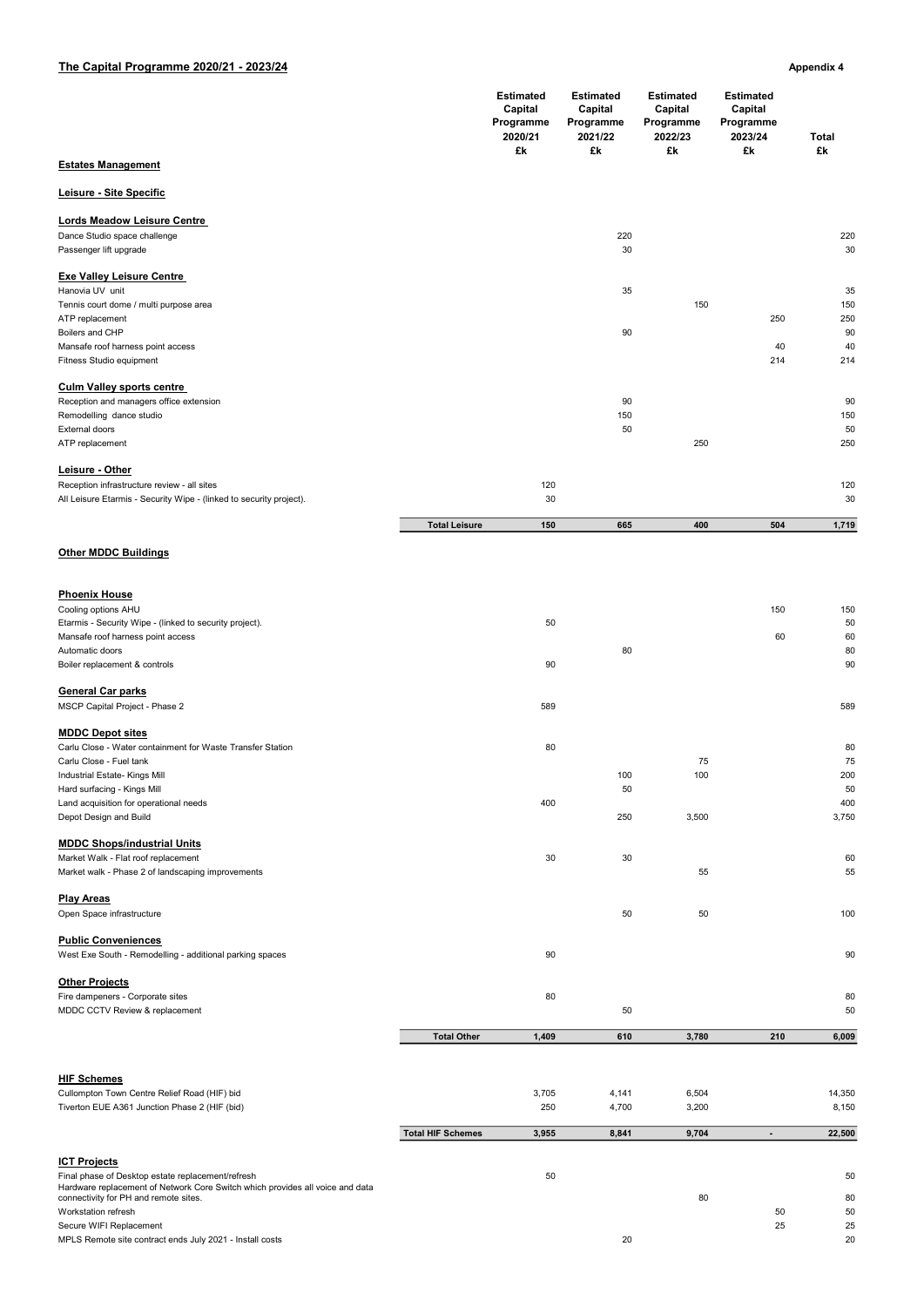## The Capital Programme 2020/21 - 2023/24

**Appendix 4**

| | | Estimated Capital Programme 2020/21 £k | Estimated Capital Programme 2021/22 £k | Estimated Capital Programme 2022/23 £k | Estimated Capital Programme 2023/24 £k | Total £k |
|---|---|---|---|---|---|---|
| **Estates Management** | | | | | | |
| **Leisure - Site Specific** | | | | | | |
| **Lords Meadow Leisure Centre** | | | | | | |
| Dance Studio space challenge | | | 220 | | | 220 |
| Passenger lift upgrade | | | 30 | | | 30 |
| **Exe Valley Leisure Centre** | | | | | | |
| Hanovia UV unit | | | 35 | | | 35 |
| Tennis court dome / multi purpose area | | | | 150 | | 150 |
| ATP replacement | | | | | 250 | 250 |
| Boilers and CHP | | | 90 | | | 90 |
| Mansafe roof harness point access | | | | | 40 | 40 |
| Fitness Studio equipment | | | | | 214 | 214 |
| **Culm Valley sports centre** | | | | | | |
| Reception and managers office extension | | | 90 | | | 90 |
| Remodelling dance studio | | | 150 | | | 150 |
| External doors | | | 50 | | | 50 |
| ATP replacement | | | | 250 | | 250 |
| **Leisure - Other** | | | | | | |
| Reception infrastructure review - all sites | | 120 | | | | 120 |
| All Leisure Etarmis - Security Wipe - (linked to security project). | | 30 | | | | 30 |
| | **Total Leisure** | **150** | **665** | **400** | **504** | **1,719** |
| **Other MDDC Buildings** | | | | | | |
| **Phoenix House** | | | | | | |
| Cooling options AHU | | | | | 150 | 150 |
| Etarmis - Security Wipe - (linked to security project). | | 50 | | | | 50 |
| Mansafe roof harness point access | | | | | 60 | 60 |
| Automatic doors | | | 80 | | | 80 |
| Boiler replacement & controls | | 90 | | | | 90 |
| **General Car parks** | | | | | | |
| MSCP Capital Project - Phase 2 | | 589 | | | | 589 |
| **MDDC Depot sites** | | | | | | |
| Carlu Close - Water containment for Waste Transfer Station | | 80 | | | | 80 |
| Carlu Close - Fuel tank | | | | 75 | | 75 |
| Industrial Estate- Kings Mill | | | 100 | 100 | | 200 |
| Hard surfacing - Kings Mill | | | 50 | | | 50 |
| Land acquisition for operational needs | | 400 | | | | 400 |
| Depot Design and Build | | | 250 | 3,500 | | 3,750 |
| **MDDC Shops/industrial Units** | | | | | | |
| Market Walk - Flat roof replacement | | 30 | 30 | | | 60 |
| Market walk - Phase 2 of landscaping improvements | | | | 55 | | 55 |
| **Play Areas** | | | | | | |
| Open Space infrastructure | | | 50 | 50 | | 100 |
| **Public Conveniences** | | | | | | |
| West Exe South - Remodelling - additional parking spaces | | 90 | | | | 90 |
| **Other Projects** | | | | | | |
| Fire dampeners - Corporate sites | | 80 | | | | 80 |
| MDDC CCTV Review & replacement | | | 50 | | | 50 |
| | **Total Other** | **1,409** | **610** | **3,780** | **210** | **6,009** |
| **HIF Schemes** | | | | | | |
| Cullompton Town Centre Relief Road (HIF) bid | | 3,705 | 4,141 | 6,504 | | 14,350 |
| Tiverton EUE A361 Junction Phase 2 (HIF (bid) | | 250 | 4,700 | 3,200 | | 8,150 |
| | **Total HIF Schemes** | **3,955** | **8,841** | **9,704** | **-** | **22,500** |
| **ICT Projects** | | | | | | |
| Final phase of Desktop estate replacement/refresh | | 50 | | | | 50 |
| Hardware replacement of Network Core Switch which provides all voice and data connectivity for PH and remote sites. | | | | 80 | | 80 |
| Workstation refresh | | | | | 50 | 50 |
| Secure WIFI Replacement | | | | | 25 | 25 |
| MPLS Remote site contract ends July 2021 - Install costs | | | 20 | | | 20 |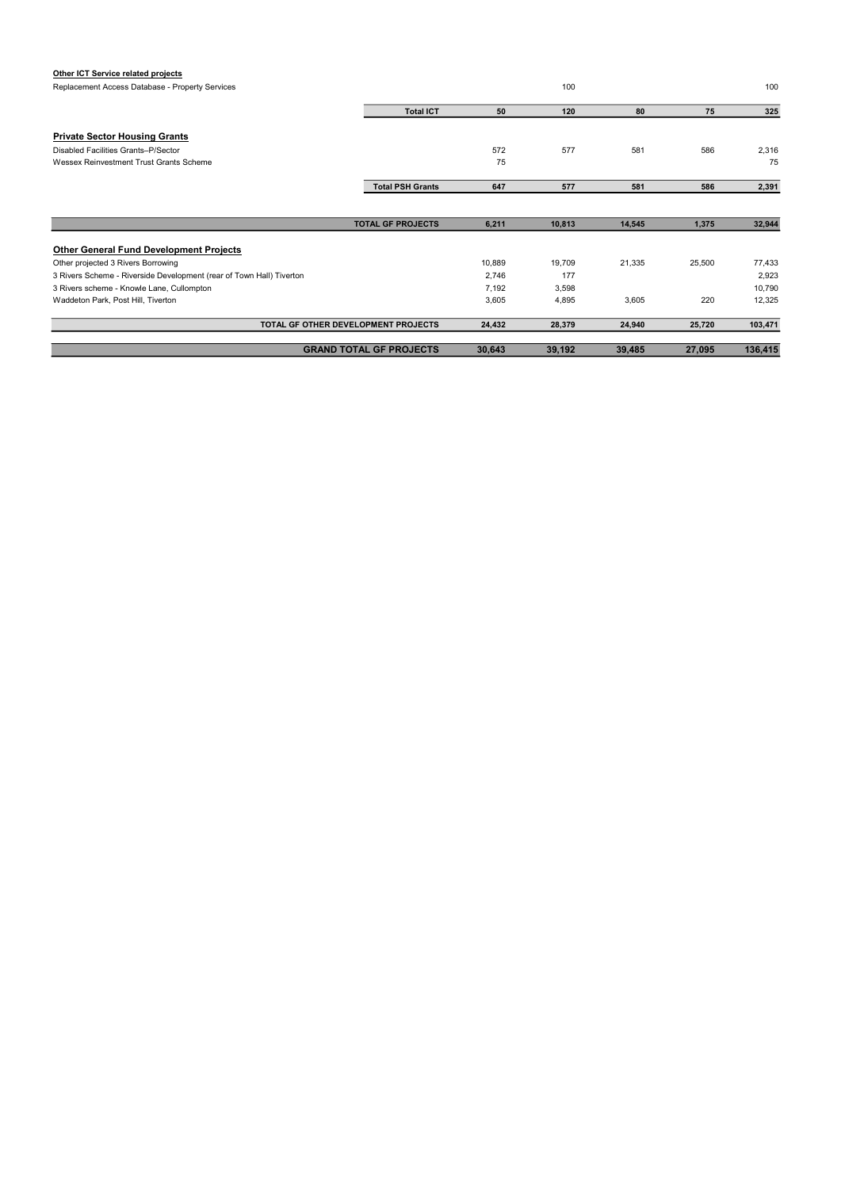| | | | | | |
|---|---|---|---|---|---|
| **Other ICT Service related projects** | | | | | |
| Replacement Access Database - Property Services | | 100 | | | 100 |
| **Total ICT** | **50** | **120** | **80** | **75** | **325** |
| | | | | | |
| **Private Sector Housing Grants** | | | | | |
| Disabled Facilities Grants–P/Sector | 572 | 577 | 581 | 586 | 2,316 |
| Wessex Reinvestment Trust Grants Scheme | 75 | | | | 75 |
| **Total PSH Grants** | **647** | **577** | **581** | **586** | **2,391** |
| | | | | | |
| **TOTAL GF PROJECTS** | **6,211** | **10,813** | **14,545** | **1,375** | **32,944** |
| | | | | | |
| **Other General Fund Development Projects** | | | | | |
| Other projected 3 Rivers Borrowing | 10,889 | 19,709 | 21,335 | 25,500 | 77,433 |
| 3 Rivers Scheme - Riverside Development (rear of Town Hall) Tiverton | 2,746 | 177 | | | 2,923 |
| 3 Rivers scheme - Knowle Lane, Cullompton | 7,192 | 3,598 | | | 10,790 |
| Waddeton Park, Post Hill, Tiverton | 3,605 | 4,895 | 3,605 | 220 | 12,325 |
| **TOTAL GF OTHER DEVELOPMENT PROJECTS** | **24,432** | **28,379** | **24,940** | **25,720** | **103,471** |
| | | | | | |
| **GRAND TOTAL GF PROJECTS** | **30,643** | **39,192** | **39,485** | **27,095** | **136,415** |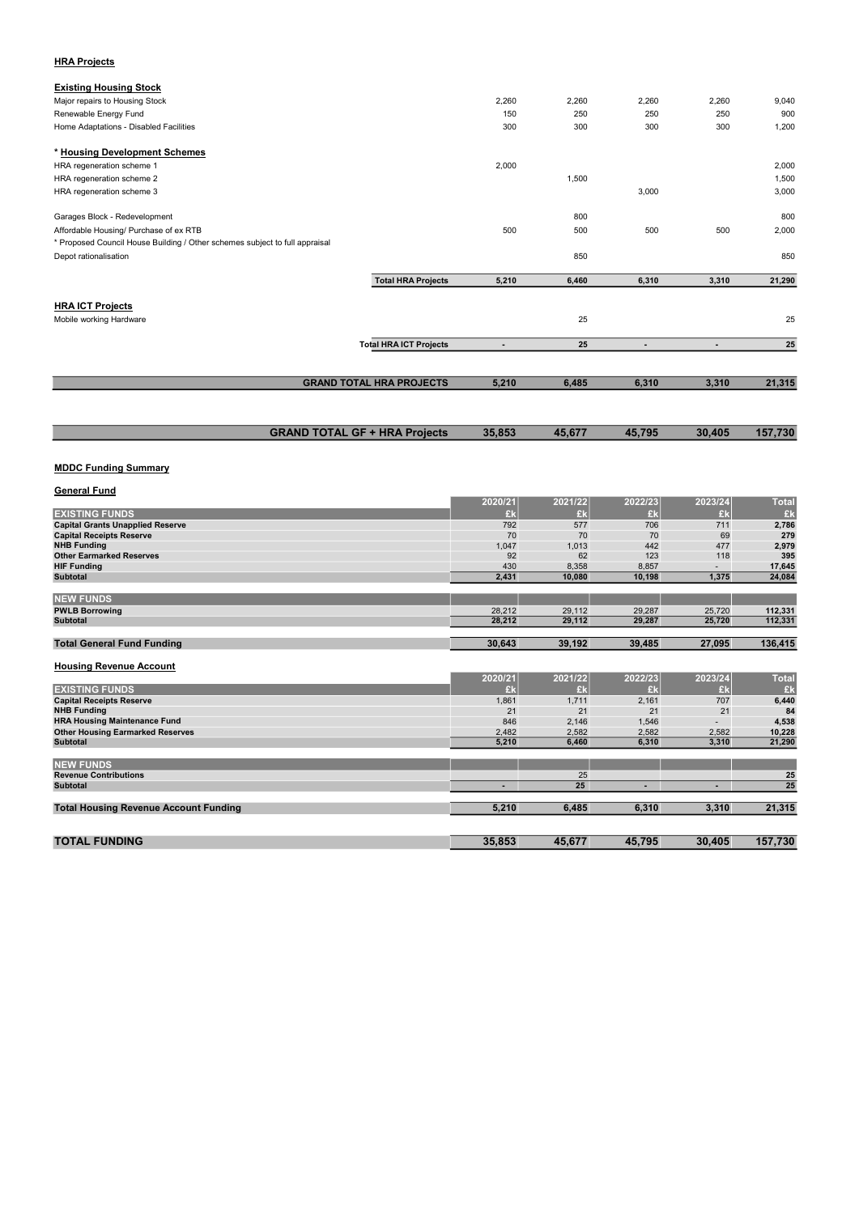## HRA Projects

| | | | | | |
|---|---|---|---|---|---|
| **Existing Housing Stock** | | | | | |
| Major repairs to Housing Stock | 2,260 | 2,260 | 2,260 | 2,260 | 9,040 |
| Renewable Energy Fund | 150 | 250 | 250 | 250 | 900 |
| Home Adaptations - Disabled Facilities | 300 | 300 | 300 | 300 | 1,200 |
| **\* Housing Development Schemes** | | | | | |
| HRA regeneration scheme 1 | 2,000 | | | | 2,000 |
| HRA regeneration scheme 2 | | 1,500 | | | 1,500 |
| HRA regeneration scheme 3 | | | 3,000 | | 3,000 |
| Garages Block - Redevelopment | | 800 | | | 800 |
| Affordable Housing/ Purchase of ex RTB | 500 | 500 | 500 | 500 | 2,000 |
| \* Proposed Council House Building / Other schemes subject to full appraisal | | | | | |
| Depot rationalisation | | 850 | | | 850 |
| **Total HRA Projects** | **5,210** | **6,460** | **6,310** | **3,310** | **21,290** |
| **HRA ICT Projects** | | | | | |
| Mobile working Hardware | | 25 | | | 25 |
| **Total HRA ICT Projects** | **-** | **25** | **-** | **-** | **25** |
| **GRAND TOTAL HRA PROJECTS** | **5,210** | **6,485** | **6,310** | **3,310** | **21,315** |
| **GRAND TOTAL GF + HRA Projects** | **35,853** | **45,677** | **45,795** | **30,405** | **157,730** |

## MDDC Funding Summary

### General Fund

| | 2020/21 | 2021/22 | 2022/23 | 2023/24 | Total |
|---|---|---|---|---|---|
| **EXISTING FUNDS** | £k | £k | £k | £k | £k |
| **Capital Grants Unapplied Reserve** | 792 | 577 | 706 | 711 | **2,786** |
| **Capital Receipts Reserve** | 70 | 70 | 70 | 69 | **279** |
| **NHB Funding** | 1,047 | 1,013 | 442 | 477 | **2,979** |
| **Other Earmarked Reserves** | 92 | 62 | 123 | 118 | **395** |
| **HIF Funding** | 430 | 8,358 | 8,857 | - | **17,645** |
| **Subtotal** | **2,431** | **10,080** | **10,198** | **1,375** | **24,084** |
| **NEW FUNDS** | | | | | |
| **PWLB Borrowing** | 28,212 | 29,112 | 29,287 | 25,720 | **112,331** |
| **Subtotal** | **28,212** | **29,112** | **29,287** | **25,720** | **112,331** |
| **Total General Fund Funding** | **30,643** | **39,192** | **39,485** | **27,095** | **136,415** |

### Housing Revenue Account

| | 2020/21 | 2021/22 | 2022/23 | 2023/24 | Total |
|---|---|---|---|---|---|
| **EXISTING FUNDS** | £k | £k | £k | £k | £k |
| **Capital Receipts Reserve** | 1,861 | 1,711 | 2,161 | 707 | **6,440** |
| **NHB Funding** | 21 | 21 | 21 | 21 | **84** |
| **HRA Housing Maintenance Fund** | 846 | 2,146 | 1,546 | - | **4,538** |
| **Other Housing Earmarked Reserves** | 2,482 | 2,582 | 2,582 | 2,582 | **10,228** |
| **Subtotal** | **5,210** | **6,460** | **6,310** | **3,310** | **21,290** |
| **NEW FUNDS** | | | | | |
| **Revenue Contributions** | | 25 | | | **25** |
| **Subtotal** | **-** | **25** | **-** | **-** | **25** |
| **Total Housing Revenue Account Funding** | **5,210** | **6,485** | **6,310** | **3,310** | **21,315** |
| **TOTAL FUNDING** | **35,853** | **45,677** | **45,795** | **30,405** | **157,730** |